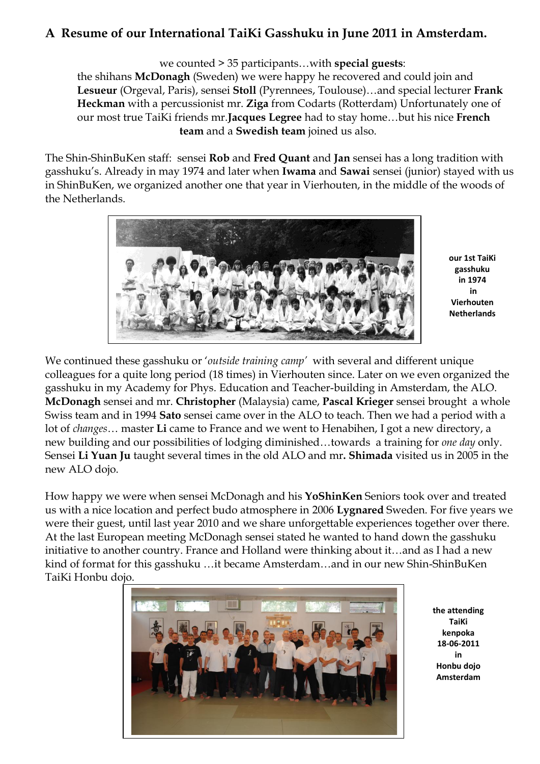## A Resume of our International TaiKi Gasshuku in June 2011 in Amsterdam.

we counted > 35 participants…with **special guests**: the shihans **McDonagh** (Sweden) we were happy he recovered and could join and **Lesueur** (Orgeval, Paris), sensei **Stoll** (Pyrennees, Toulouse)…and special lecturer **Frank Heckman** with a percussionist mr. **Ziga** from Codarts (Rotterdam) Unfortunately one of our most true TaiKi friends mr.**Jacques Legree** had to stay home…but his nice **French team** and a **Swedish team** joined us also.

The Shin-ShinBuKen staff: sensei **Rob** and **Fred Quant** and **Jan** sensei has a long tradition with gasshuku's. Already in may 1974 and later when **Iwama** and **Sawai** sensei (junior) stayed with us in ShinBuKen, we organized another one that year in Vierhouten, in the middle of the woods of the Netherlands.

**our 1st TaiKi gasshuku in 1974 in Vierhouten Netherlands**

We continued these gasshuku or '*outside training camp*' with several and different unique colleagues for a quite long period (18 times) in Vierhouten since. Later on we even organized the gasshuku in my Academy for Phys. Education and Teacher-building in Amsterdam, the ALO. **McDonagh** sensei and mr. **Christopher** (Malaysia) came, **Pascal Krieger** sensei brought a whole Swiss team and in 1994 **Sato** sensei came over in the ALO to teach. Then we had a period with a lot of *changes*… master **Li** came to France and we went to Henabihen, I got a new directory, a new building and our possibilities of lodging diminished…towards a training for *one day* only. Sensei **Li Yuan Ju** taught several times in the old ALO and mr**. Shimada** visited us in 2005 in the new ALO dojo.

How happy we were when sensei McDonagh and his **YoShinKen** Seniors took over and treated us with a nice location and perfect budo atmosphere in 2006 **Lygnared** Sweden. For five years we were their guest, until last year 2010 and we share unforgettable experiences together over there. At the last European meeting McDonagh sensei stated he wanted to hand down the gasshuku initiative to another country. France and Holland were thinking about it…and as I had a new kind of format for this gasshuku …it became Amsterdam…and in our new Shin-ShinBuKen TaiKi Honbu dojo.

**the attending TaiKi kenpoka 18-06-2011 in Honbu dojo Amsterdam**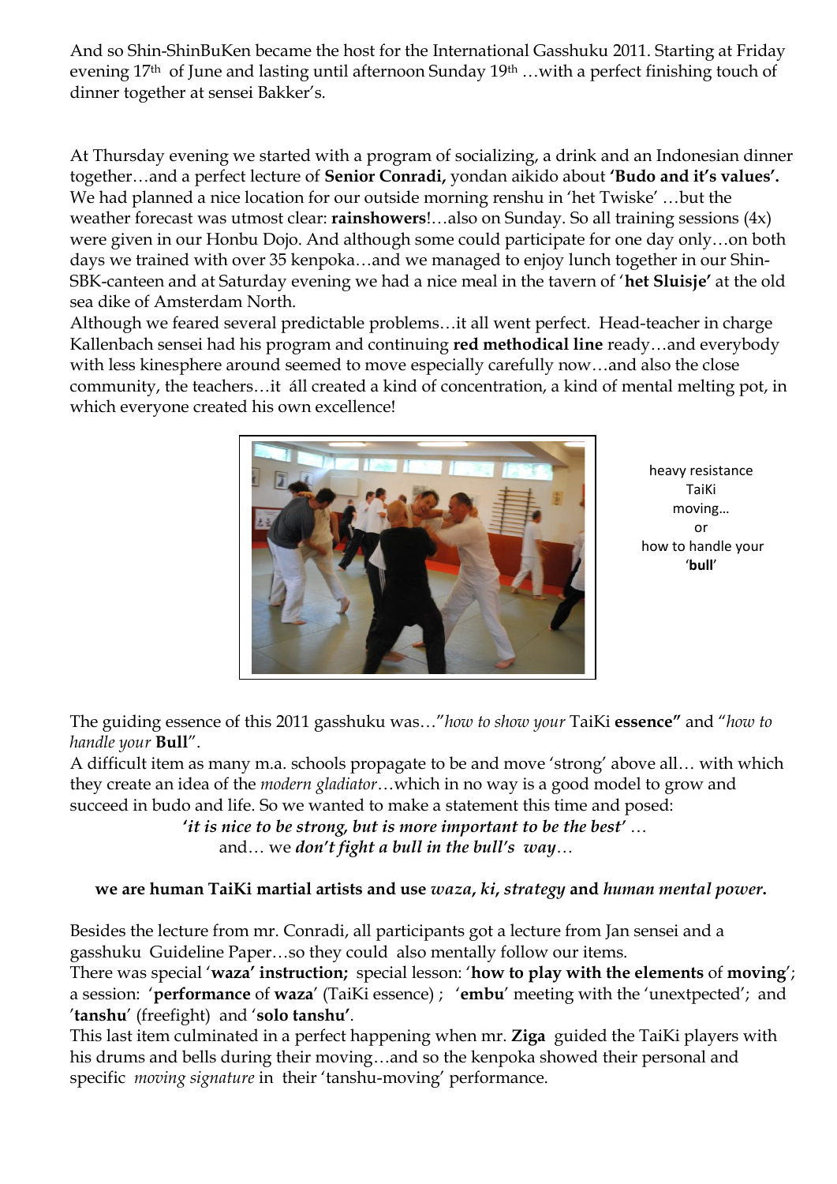And so Shin-ShinBuKen became the host for the International Gasshuku 2011. Starting at Friday evening 17th of June and lasting until afternoon Sunday 19th …with a perfect finishing touch of dinner together at sensei Bakker's.

At Thursday evening we started with a program of socializing, a drink and an Indonesian dinner together…and a perfect lecture of **Senior Conradi,** yondan aikido about **'Budo and it's values'.** We had planned a nice location for our outside morning renshu in 'het Twiske' …but the weather forecast was utmost clear: **rainshowers**!…also on Sunday. So all training sessions (4x) were given in our Honbu Dojo. And although some could participate for one day only…on both days we trained with over 35 kenpoka…and we managed to enjoy lunch together in our Shin-SBK-canteen and at Saturday evening we had a nice meal in the tavern of '**het Sluisje'** at the old sea dike of Amsterdam North.
Although we feared several predictable problems…it all went perfect. Head-teacher in charge Kallenbach sensei had his program and continuing **red methodical line** ready…and everybody with less kinesphere around seemed to move especially carefully now…and also the close community, the teachers…it áll created a kind of concentration, a kind of mental melting pot, in which everyone created his own excellence!

heavy resistance
TaiKi
moving…
or
how to handle your
'**bull**'

The guiding essence of this 2011 gasshuku was…"*how to show your* TaiKi **essence"** and "*how to handle your* **Bull**".
A difficult item as many m.a. schools propagate to be and move 'strong' above all… with which they create an idea of the *modern gladiator*…which in no way is a good model to grow and succeed in budo and life. So we wanted to make a statement this time and posed:

***'it is nice to be strong, but is more important to be the best'*** …
and… we ***don't fight a bull in the bull's way***…

**we are human TaiKi martial artists and use *waza, ki, strategy* and *human mental power*.**

Besides the lecture from mr. Conradi, all participants got a lecture from Jan sensei and a gasshuku Guideline Paper…so they could also mentally follow our items.
There was special '**waza' instruction;** special lesson: '**how to play with the elements** of **moving**'; a session: '**performance** of **waza**' (TaiKi essence) ; '**embu**' meeting with the 'unextpected'; and '**tanshu**' (freefight) and '**solo tanshu'**.
This last item culminated in a perfect happening when mr. **Ziga** guided the TaiKi players with his drums and bells during their moving…and so the kenpoka showed their personal and specific *moving signature* in their 'tanshu-moving' performance.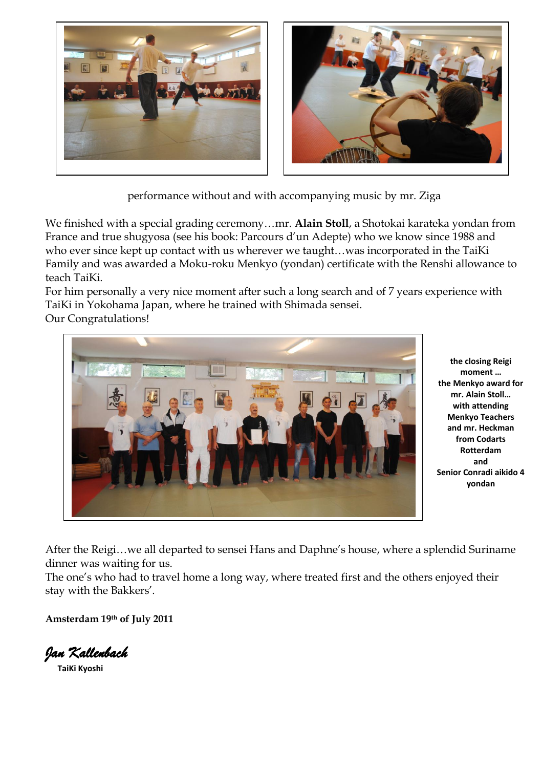performance without and with accompanying music by mr. Ziga

We finished with a special grading ceremony…mr. **Alain Stoll**, a Shotokai karateka yondan from France and true shugyosa (see his book: Parcours d'un Adepte) who we know since 1988 and who ever since kept up contact with us wherever we taught…was incorporated in the TaiKi Family and was awarded a Moku-roku Menkyo (yondan) certificate with the Renshi allowance to teach TaiKi.
For him personally a very nice moment after such a long search and of 7 years experience with TaiKi in Yokohama Japan, where he trained with Shimada sensei.
Our Congratulations!

**the closing Reigi moment … the Menkyo award for mr. Alain Stoll… with attending Menkyo Teachers and mr. Heckman from Codarts Rotterdam and Senior Conradi aikido 4 yondan**

After the Reigi…we all departed to sensei Hans and Daphne's house, where a splendid Suriname dinner was waiting for us.
The one's who had to travel home a long way, where treated first and the others enjoyed their stay with the Bakkers'.

**Amsterdam 19th of July 2011**

*Jan Kallenbach*
**TaiKi Kyoshi**